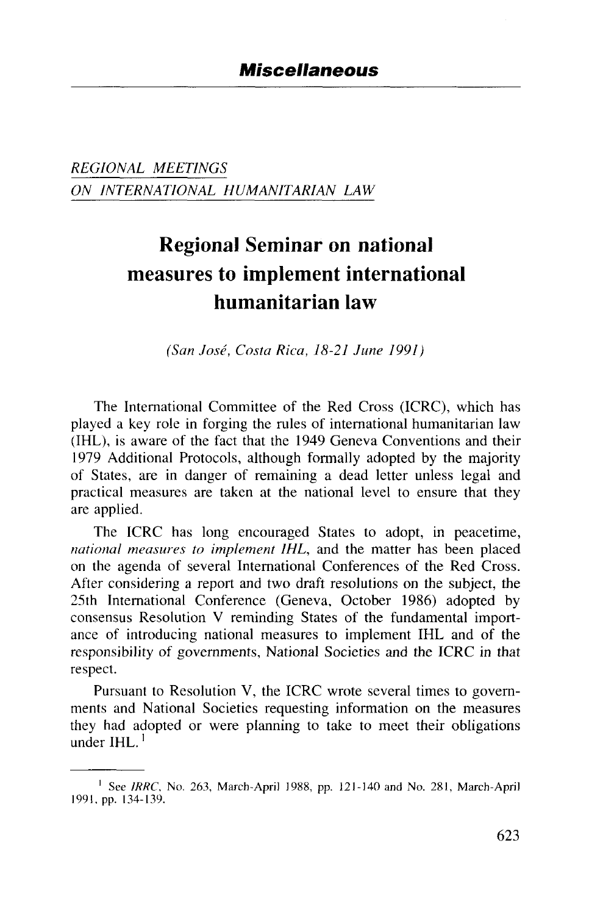## *Miscellaneous*

*REGIONAL MEETINGS ON INTERNATIONAL HUMANITARIAN LAW*

# Regional Seminar on national measures to implement international humanitarian law

*(San José, Costa Rica, 18-21 June 1991)*

The International Committee of the Red Cross (ICRC), which has played a key role in forging the rules of international humanitarian law (IHL), is aware of the fact that the 1949 Geneva Conventions and their 1979 Additional Protocols, although formally adopted by the majority of States, are in danger of remaining a dead letter unless legal and practical measures are taken at the national level to ensure that they are applied.

The ICRC has long encouraged States to adopt, in peacetime, *national measures to implement IHL*, and the matter has been placed on the agenda of several International Conferences of the Red Cross. After considering a report and two draft resolutions on the subject, the 25th International Conference (Geneva, October 1986) adopted by consensus Resolution V reminding States of the fundamental importance of introducing national measures to implement IHL and of the responsibility of governments, National Societies and the ICRC in that respect.

Pursuant to Resolution V, the ICRC wrote several times to governments and National Societies requesting information on the measures they had adopted or were planning to take to meet their obligations under IHL.[1]

---

[1] See *IRRC*, No. 263, March-April 1988, pp. 121-140 and No. 281, March-April 1991, pp. 134-139.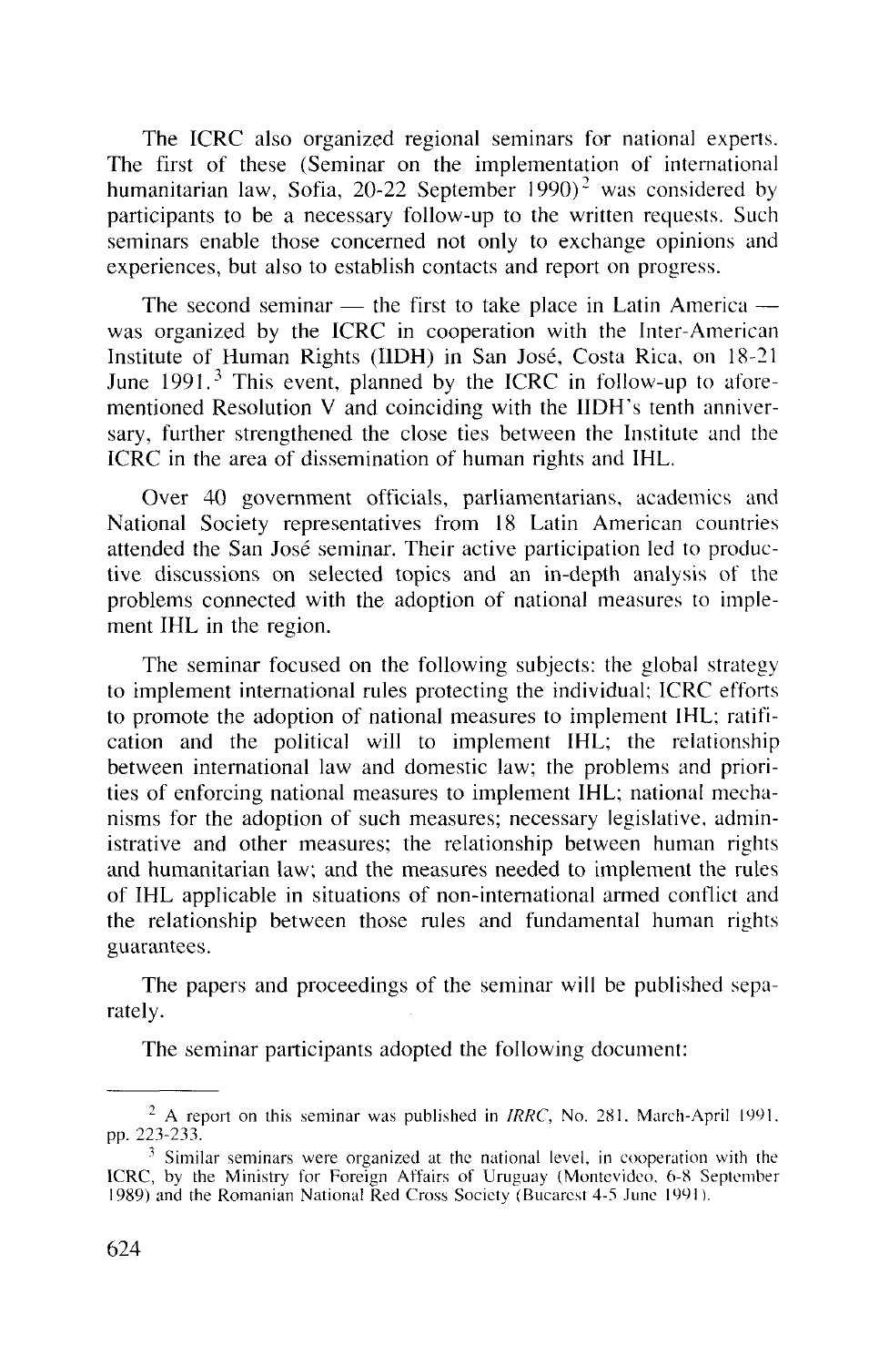The ICRC also organized regional seminars for national experts. The first of these (Seminar on the implementation of international humanitarian law, Sofia, 20-22 September 1990)[2] was considered by participants to be a necessary follow-up to the written requests. Such seminars enable those concerned not only to exchange opinions and experiences, but also to establish contacts and report on progress.

The second seminar — the first to take place in Latin America — was organized by the ICRC in cooperation with the Inter-American Institute of Human Rights (IIDH) in San José, Costa Rica, on 18-21 June 1991.[3] This event, planned by the ICRC in follow-up to aforementioned Resolution V and coinciding with the IIDH's tenth anniversary, further strengthened the close ties between the Institute and the ICRC in the area of dissemination of human rights and IHL.

Over 40 government officials, parliamentarians, academics and National Society representatives from 18 Latin American countries attended the San José seminar. Their active participation led to productive discussions on selected topics and an in-depth analysis of the problems connected with the adoption of national measures to implement IHL in the region.

The seminar focused on the following subjects: the global strategy to implement international rules protecting the individual; ICRC efforts to promote the adoption of national measures to implement IHL; ratification and the political will to implement IHL; the relationship between international law and domestic law; the problems and priorities of enforcing national measures to implement IHL; national mechanisms for the adoption of such measures; necessary legislative, administrative and other measures; the relationship between human rights and humanitarian law; and the measures needed to implement the rules of IHL applicable in situations of non-international armed conflict and the relationship between those rules and fundamental human rights guarantees.

The papers and proceedings of the seminar will be published separately.

The seminar participants adopted the following document:

---

[2] A report on this seminar was published in *IRRC*, No. 281, March-April 1991, pp. 223-233.

[3] Similar seminars were organized at the national level, in cooperation with the ICRC, by the Ministry for Foreign Affairs of Uruguay (Montevideo, 6-8 September 1989) and the Romanian National Red Cross Society (Bucarest 4-5 June 1991).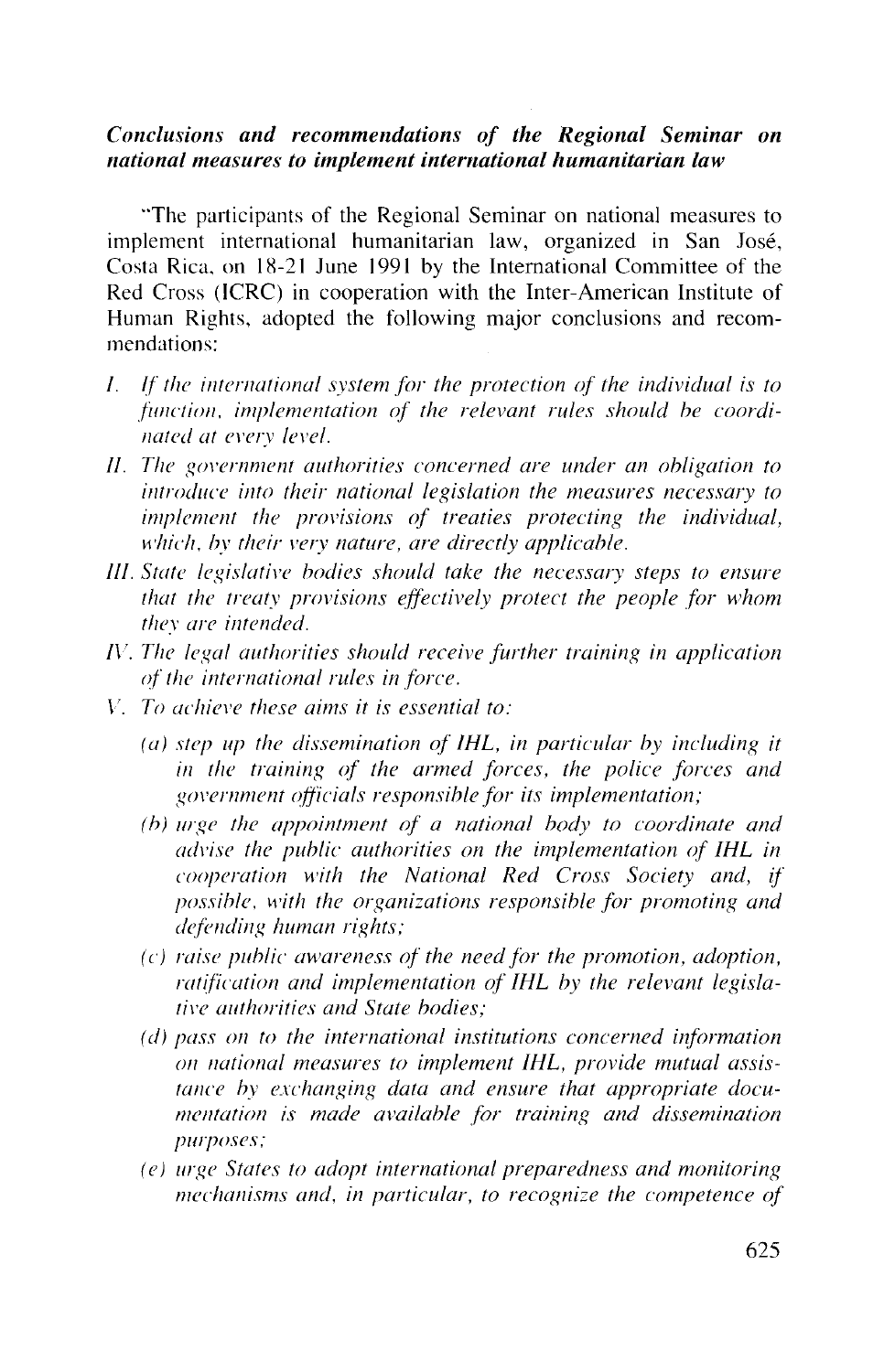***Conclusions and recommendations of the Regional Seminar on national measures to implement international humanitarian law***

"The participants of the Regional Seminar on national measures to implement international humanitarian law, organized in San José, Costa Rica, on 18-21 June 1991 by the International Committee of the Red Cross (ICRC) in cooperation with the Inter-American Institute of Human Rights, adopted the following major conclusions and recommendations:

*I. If the international system for the protection of the individual is to function, implementation of the relevant rules should be coordinated at every level.*

*II. The government authorities concerned are under an obligation to introduce into their national legislation the measures necessary to implement the provisions of treaties protecting the individual, which, by their very nature, are directly applicable.*

*III. State legislative bodies should take the necessary steps to ensure that the treaty provisions effectively protect the people for whom they are intended.*

*IV. The legal authorities should receive further training in application of the international rules in force.*

*V. To achieve these aims it is essential to:*

*(a) step up the dissemination of IHL, in particular by including it in the training of the armed forces, the police forces and government officials responsible for its implementation;*

*(b) urge the appointment of a national body to coordinate and advise the public authorities on the implementation of IHL in cooperation with the National Red Cross Society and, if possible, with the organizations responsible for promoting and defending human rights;*

*(c) raise public awareness of the need for the promotion, adoption, ratification and implementation of IHL by the relevant legislative authorities and State bodies;*

*(d) pass on to the international institutions concerned information on national measures to implement IHL, provide mutual assistance by exchanging data and ensure that appropriate documentation is made available for training and dissemination purposes;*

*(e) urge States to adopt international preparedness and monitoring mechanisms and, in particular, to recognize the competence of*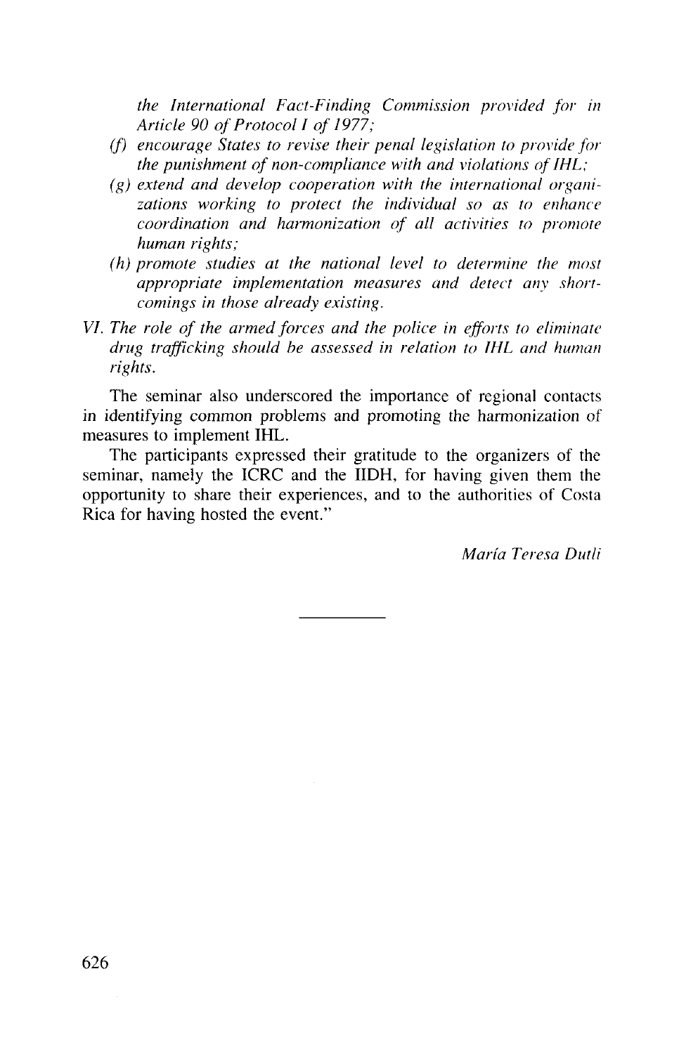*the International Fact-Finding Commission provided for in Article 90 of Protocol I of 1977;*

*(f) encourage States to revise their penal legislation to provide for the punishment of non-compliance with and violations of IHL;*

*(g) extend and develop cooperation with the international organizations working to protect the individual so as to enhance coordination and harmonization of all activities to promote human rights;*

*(h) promote studies at the national level to determine the most appropriate implementation measures and detect any shortcomings in those already existing.*

*VI. The role of the armed forces and the police in efforts to eliminate drug trafficking should be assessed in relation to IHL and human rights.*

The seminar also underscored the importance of regional contacts in identifying common problems and promoting the harmonization of measures to implement IHL.

The participants expressed their gratitude to the organizers of the seminar, namely the ICRC and the IIDH, for having given them the opportunity to share their experiences, and to the authorities of Costa Rica for having hosted the event."

*María Teresa Dutli*

---